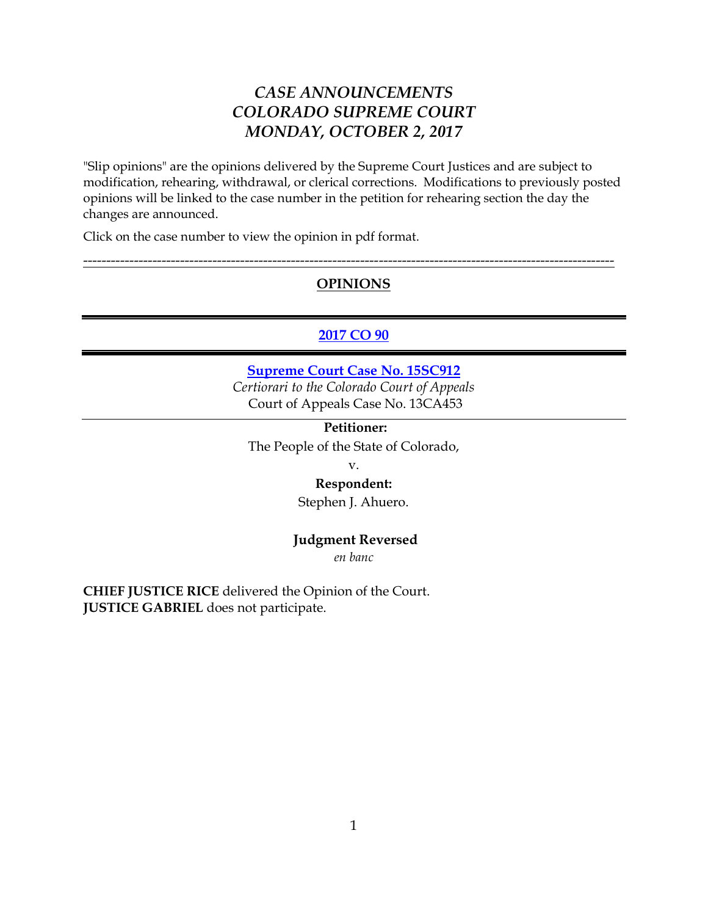# *CASE ANNOUNCEMENTS*
# *COLORADO SUPREME COURT*
# *MONDAY, OCTOBER 2, 2017*

"Slip opinions" are the opinions delivered by the Supreme Court Justices and are subject to modification, rehearing, withdrawal, or clerical corrections. Modifications to previously posted opinions will be linked to the case number in the petition for rehearing section the day the changes are announced.

Click on the case number to view the opinion in pdf format.

---

## OPINIONS

---

### 2017 CO 90

---

**Supreme Court Case No. 15SC912**

*Certiorari to the Colorado Court of Appeals*

Court of Appeals Case No. 13CA453

---

**Petitioner:**

The People of the State of Colorado,

v.

**Respondent:**

Stephen J. Ahuero.

**Judgment Reversed**

*en banc*

**CHIEF JUSTICE RICE** delivered the Opinion of the Court.
**JUSTICE GABRIEL** does not participate.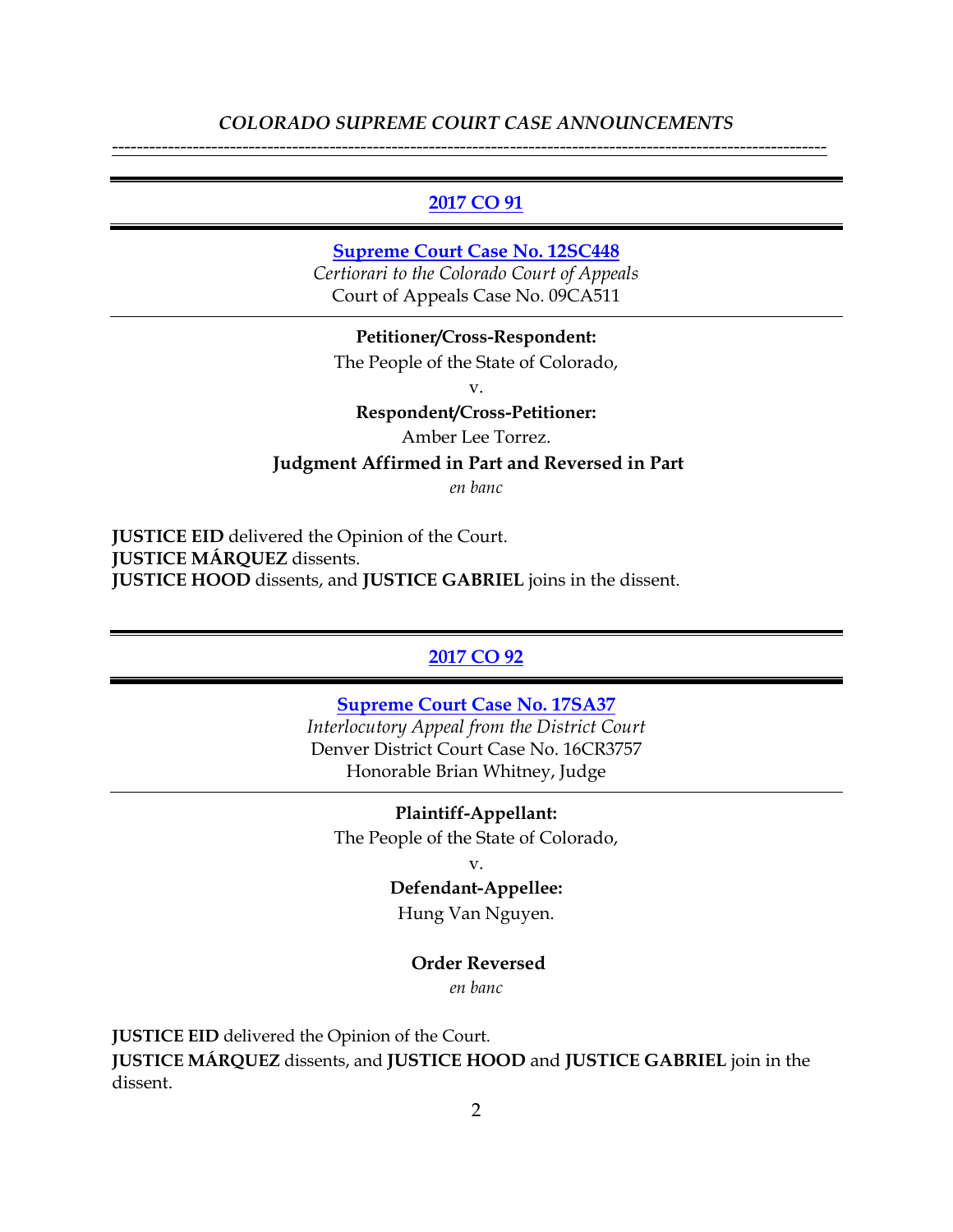*COLORADO SUPREME COURT CASE ANNOUNCEMENTS*

---

## 2017 CO 91

### Supreme Court Case No. 12SC448

*Certiorari to the Colorado Court of Appeals*
Court of Appeals Case No. 09CA511

**Petitioner/Cross-Respondent:**

The People of the State of Colorado,

v.

**Respondent/Cross-Petitioner:**

Amber Lee Torrez.

**Judgment Affirmed in Part and Reversed in Part**

*en banc*

**JUSTICE EID** delivered the Opinion of the Court.
**JUSTICE MÁRQUEZ** dissents.
**JUSTICE HOOD** dissents, and **JUSTICE GABRIEL** joins in the dissent.

---

## 2017 CO 92

### Supreme Court Case No. 17SA37

*Interlocutory Appeal from the District Court*
Denver District Court Case No. 16CR3757
Honorable Brian Whitney, Judge

**Plaintiff-Appellant:**

The People of the State of Colorado,

v.

**Defendant-Appellee:**

Hung Van Nguyen.

**Order Reversed**

*en banc*

**JUSTICE EID** delivered the Opinion of the Court.
**JUSTICE MÁRQUEZ** dissents, and **JUSTICE HOOD** and **JUSTICE GABRIEL** join in the dissent.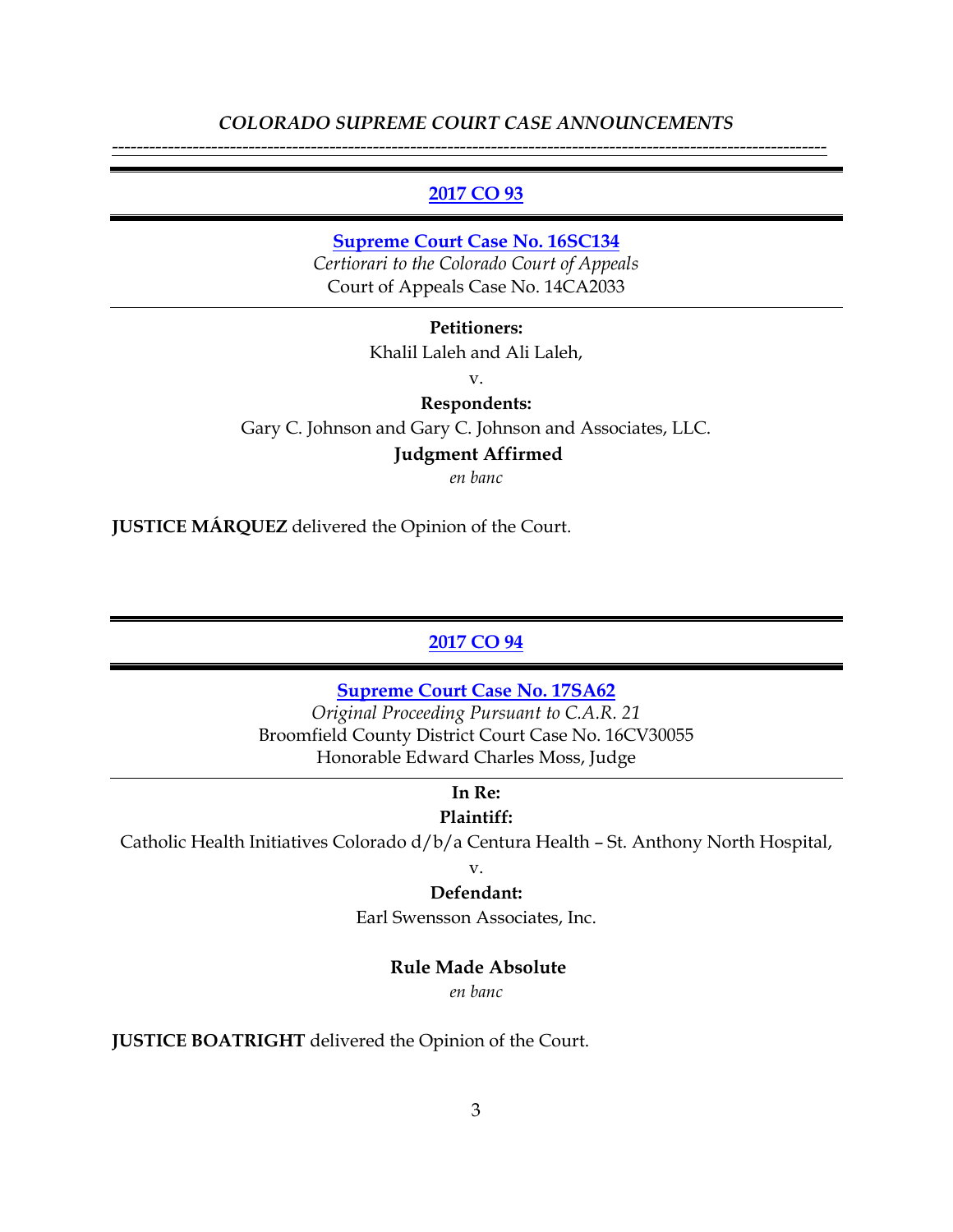*COLORADO SUPREME COURT CASE ANNOUNCEMENTS*

---

## [2017 CO 93]

**[Supreme Court Case No. 16SC134]**

*Certiorari to the Colorado Court of Appeals*

Court of Appeals Case No. 14CA2033

---

**Petitioners:**

Khalil Laleh and Ali Laleh,

v.

**Respondents:**

Gary C. Johnson and Gary C. Johnson and Associates, LLC.

**Judgment Affirmed**

*en banc*

**JUSTICE MÁRQUEZ** delivered the Opinion of the Court.

---

## [2017 CO 94]

**[Supreme Court Case No. 17SA62]**

*Original Proceeding Pursuant to C.A.R. 21*

Broomfield County District Court Case No. 16CV30055

Honorable Edward Charles Moss, Judge

---

**In Re:**

**Plaintiff:**

Catholic Health Initiatives Colorado d/b/a Centura Health – St. Anthony North Hospital,

v.

**Defendant:**

Earl Swensson Associates, Inc.

**Rule Made Absolute**

*en banc*

**JUSTICE BOATRIGHT** delivered the Opinion of the Court.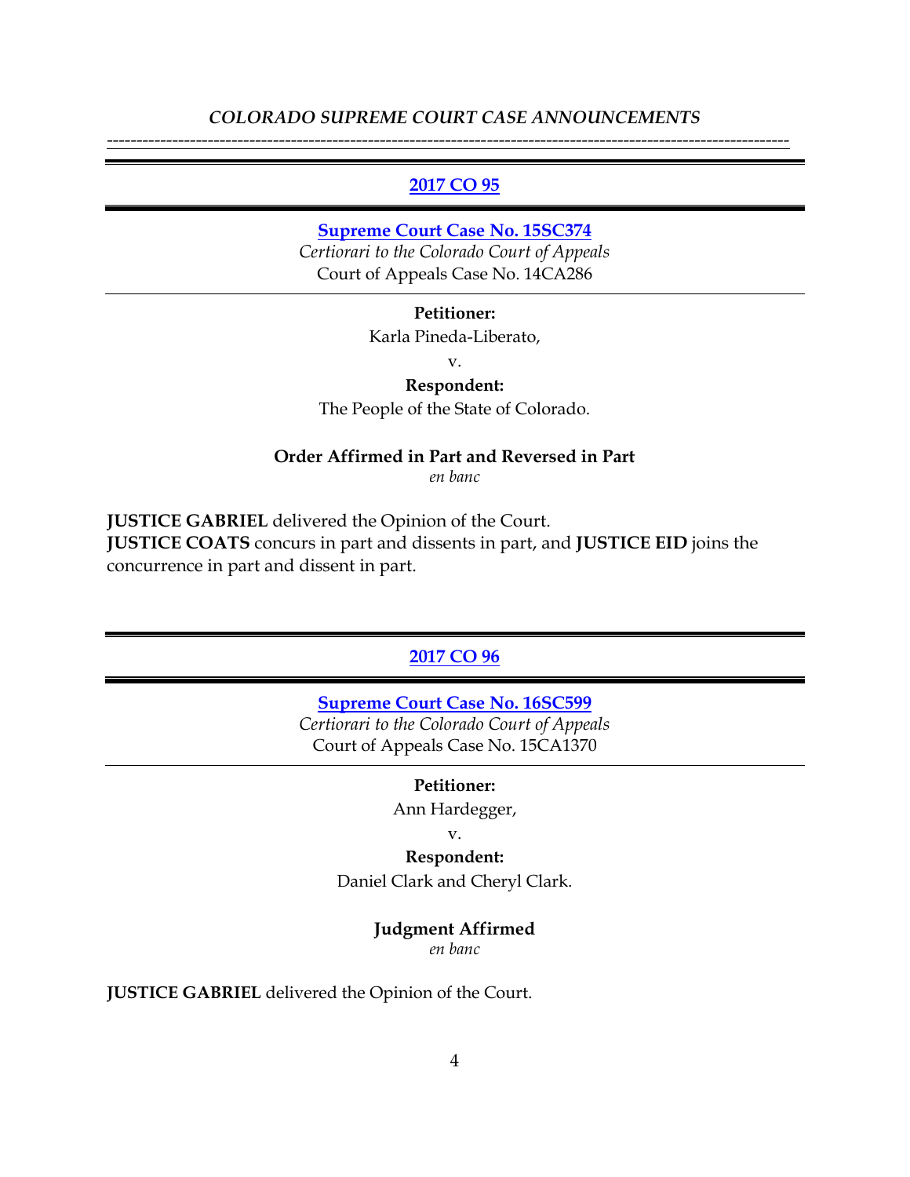*COLORADO SUPREME COURT CASE ANNOUNCEMENTS*

---

## 2017 CO 95

**Supreme Court Case No. 15SC374**
*Certiorari to the Colorado Court of Appeals*
Court of Appeals Case No. 14CA286

**Petitioner:**

Karla Pineda-Liberato,

v.

**Respondent:**

The People of the State of Colorado.

**Order Affirmed in Part and Reversed in Part**
*en banc*

**JUSTICE GABRIEL** delivered the Opinion of the Court.
**JUSTICE COATS** concurs in part and dissents in part, and **JUSTICE EID** joins the concurrence in part and dissent in part.

---

## 2017 CO 96

**Supreme Court Case No. 16SC599**
*Certiorari to the Colorado Court of Appeals*
Court of Appeals Case No. 15CA1370

**Petitioner:**

Ann Hardegger,

v.

**Respondent:**

Daniel Clark and Cheryl Clark.

**Judgment Affirmed**
*en banc*

**JUSTICE GABRIEL** delivered the Opinion of the Court.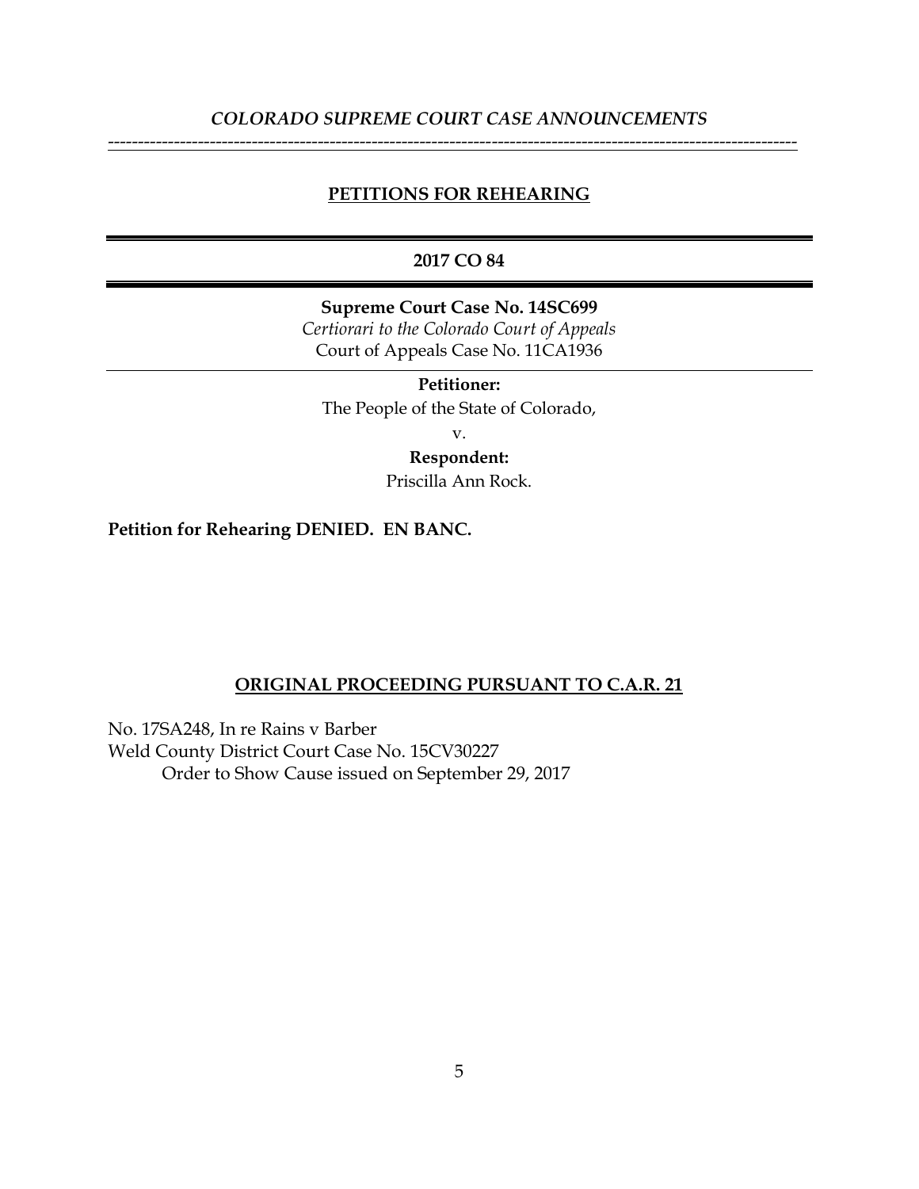## PETITIONS FOR REHEARING

---

**2017 CO 84**

---

**Supreme Court Case No. 14SC699**
*Certiorari to the Colorado Court of Appeals*
Court of Appeals Case No. 11CA1936

---

**Petitioner:**
The People of the State of Colorado,
v.
**Respondent:**
Priscilla Ann Rock.

**Petition for Rehearing DENIED. EN BANC.**

## ORIGINAL PROCEEDING PURSUANT TO C.A.R. 21

No. 17SA248, In re Rains v Barber
Weld County District Court Case No. 15CV30227
Order to Show Cause issued on September 29, 2017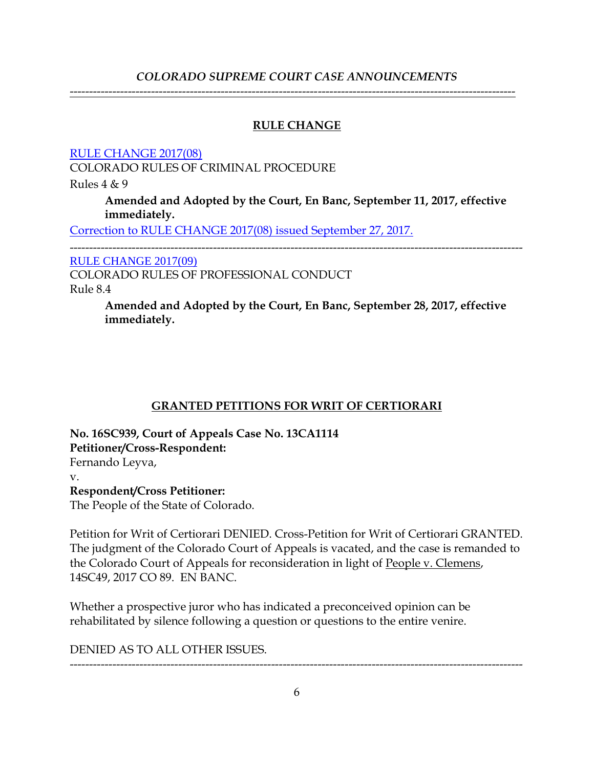## RULE CHANGE

RULE CHANGE 2017(08)

COLORADO RULES OF CRIMINAL PROCEDURE

Rules 4 & 9

> **Amended and Adopted by the Court, En Banc, September 11, 2017, effective immediately.**

Correction to RULE CHANGE 2017(08) issued September 27, 2017.

---

RULE CHANGE 2017(09)

COLORADO RULES OF PROFESSIONAL CONDUCT

Rule 8.4

> **Amended and Adopted by the Court, En Banc, September 28, 2017, effective immediately.**

## GRANTED PETITIONS FOR WRIT OF CERTIORARI

**No. 16SC939, Court of Appeals Case No. 13CA1114**
**Petitioner/Cross-Respondent:**
Fernando Leyva,
v.
**Respondent/Cross Petitioner:**
The People of the State of Colorado.

Petition for Writ of Certiorari DENIED. Cross-Petition for Writ of Certiorari GRANTED. The judgment of the Colorado Court of Appeals is vacated, and the case is remanded to the Colorado Court of Appeals for reconsideration in light of People v. Clemens, 14SC49, 2017 CO 89. EN BANC.

Whether a prospective juror who has indicated a preconceived opinion can be rehabilitated by silence following a question or questions to the entire venire.

DENIED AS TO ALL OTHER ISSUES.

---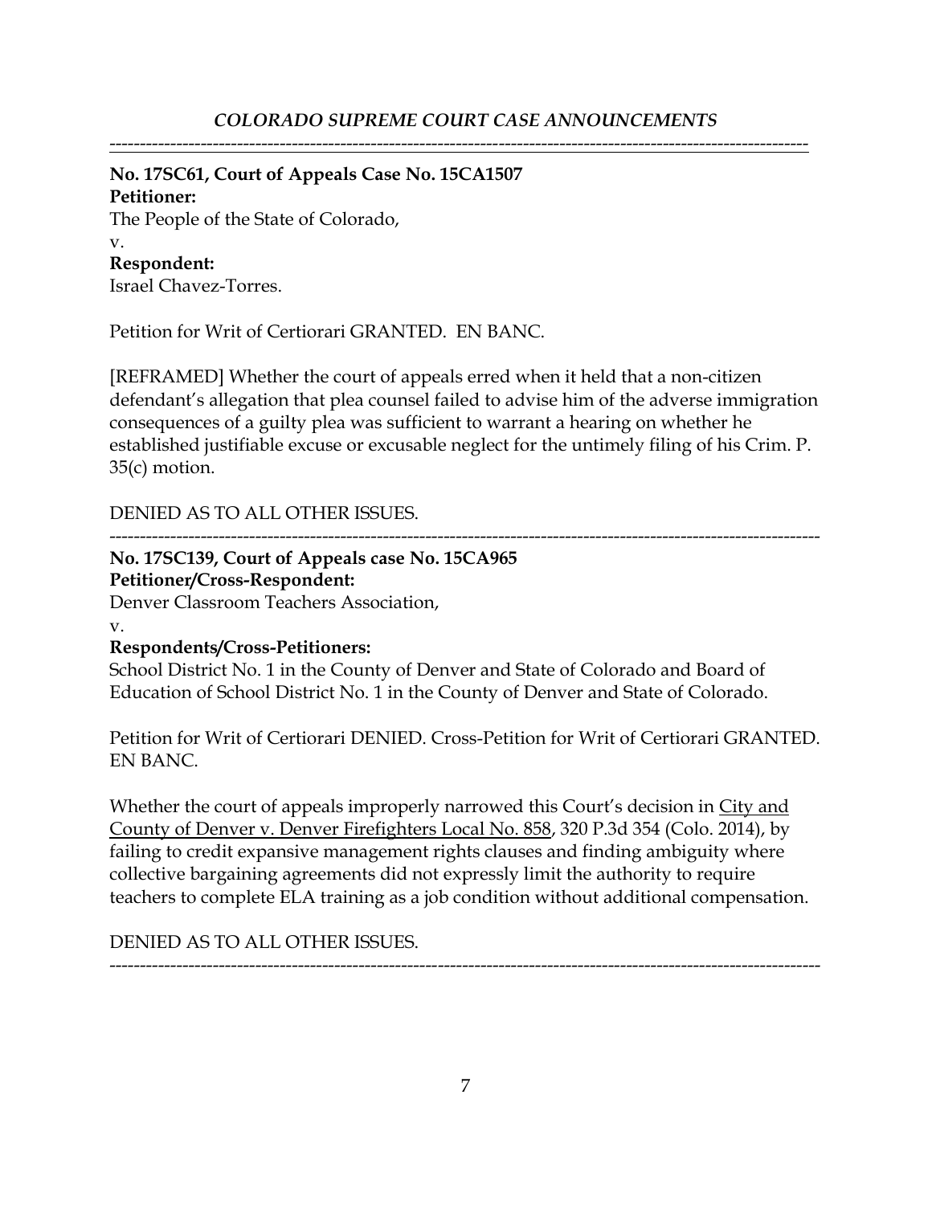---

**No. 17SC61, Court of Appeals Case No. 15CA1507**
**Petitioner:**
The People of the State of Colorado,
v.
**Respondent:**
Israel Chavez-Torres.

Petition for Writ of Certiorari GRANTED. EN BANC.

[REFRAMED] Whether the court of appeals erred when it held that a non-citizen defendant's allegation that plea counsel failed to advise him of the adverse immigration consequences of a guilty plea was sufficient to warrant a hearing on whether he established justifiable excuse or excusable neglect for the untimely filing of his Crim. P. 35(c) motion.

DENIED AS TO ALL OTHER ISSUES.

---

**No. 17SC139, Court of Appeals case No. 15CA965**
**Petitioner/Cross-Respondent:**
Denver Classroom Teachers Association,
v.
**Respondents/Cross-Petitioners:**
School District No. 1 in the County of Denver and State of Colorado and Board of Education of School District No. 1 in the County of Denver and State of Colorado.

Petition for Writ of Certiorari DENIED. Cross-Petition for Writ of Certiorari GRANTED. EN BANC.

Whether the court of appeals improperly narrowed this Court's decision in City and County of Denver v. Denver Firefighters Local No. 858, 320 P.3d 354 (Colo. 2014), by failing to credit expansive management rights clauses and finding ambiguity where collective bargaining agreements did not expressly limit the authority to require teachers to complete ELA training as a job condition without additional compensation.

DENIED AS TO ALL OTHER ISSUES.

---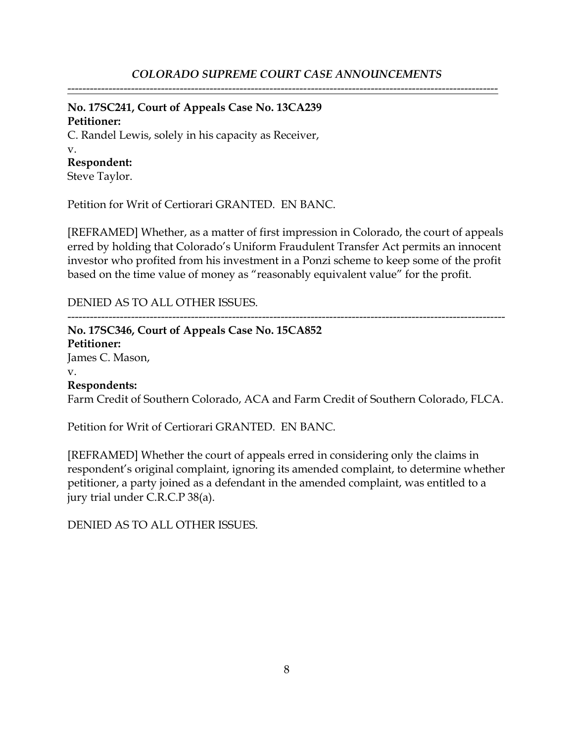---

**No. 17SC241, Court of Appeals Case No. 13CA239**
**Petitioner:**
C. Randel Lewis, solely in his capacity as Receiver,
v.
**Respondent:**
Steve Taylor.

Petition for Writ of Certiorari GRANTED. EN BANC.

[REFRAMED] Whether, as a matter of first impression in Colorado, the court of appeals erred by holding that Colorado's Uniform Fraudulent Transfer Act permits an innocent investor who profited from his investment in a Ponzi scheme to keep some of the profit based on the time value of money as "reasonably equivalent value" for the profit.

DENIED AS TO ALL OTHER ISSUES.

---

**No. 17SC346, Court of Appeals Case No. 15CA852**
**Petitioner:**
James C. Mason,
v.
**Respondents:**
Farm Credit of Southern Colorado, ACA and Farm Credit of Southern Colorado, FLCA.

Petition for Writ of Certiorari GRANTED. EN BANC.

[REFRAMED] Whether the court of appeals erred in considering only the claims in respondent's original complaint, ignoring its amended complaint, to determine whether petitioner, a party joined as a defendant in the amended complaint, was entitled to a jury trial under C.R.C.P 38(a).

DENIED AS TO ALL OTHER ISSUES.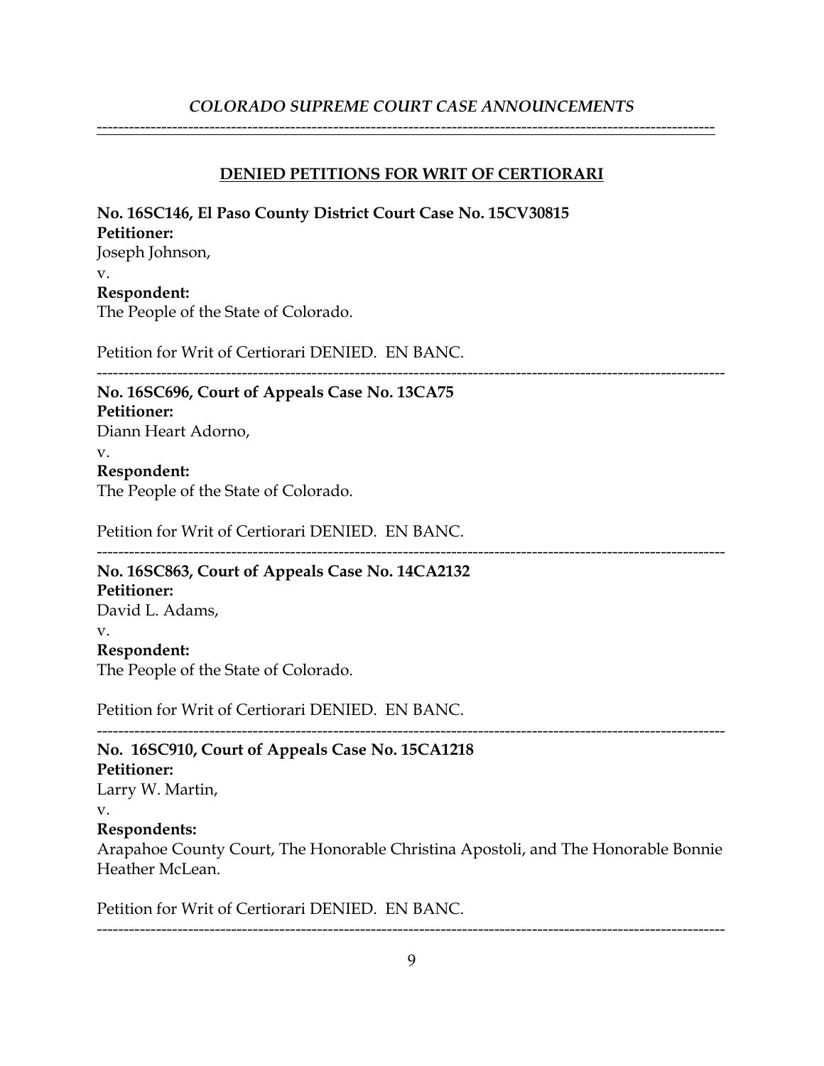## DENIED PETITIONS FOR WRIT OF CERTIORARI

**No. 16SC146, El Paso County District Court Case No. 15CV30815**
**Petitioner:**
Joseph Johnson,
v.
**Respondent:**
The People of the State of Colorado.

Petition for Writ of Certiorari DENIED. EN BANC.

---

**No. 16SC696, Court of Appeals Case No. 13CA75**
**Petitioner:**
Diann Heart Adorno,
v.
**Respondent:**
The People of the State of Colorado.

Petition for Writ of Certiorari DENIED. EN BANC.

---

**No. 16SC863, Court of Appeals Case No. 14CA2132**
**Petitioner:**
David L. Adams,
v.
**Respondent:**
The People of the State of Colorado.

Petition for Writ of Certiorari DENIED. EN BANC.

---

**No. 16SC910, Court of Appeals Case No. 15CA1218**
**Petitioner:**
Larry W. Martin,
v.
**Respondents:**
Arapahoe County Court, The Honorable Christina Apostoli, and The Honorable Bonnie Heather McLean.

Petition for Writ of Certiorari DENIED. EN BANC.

---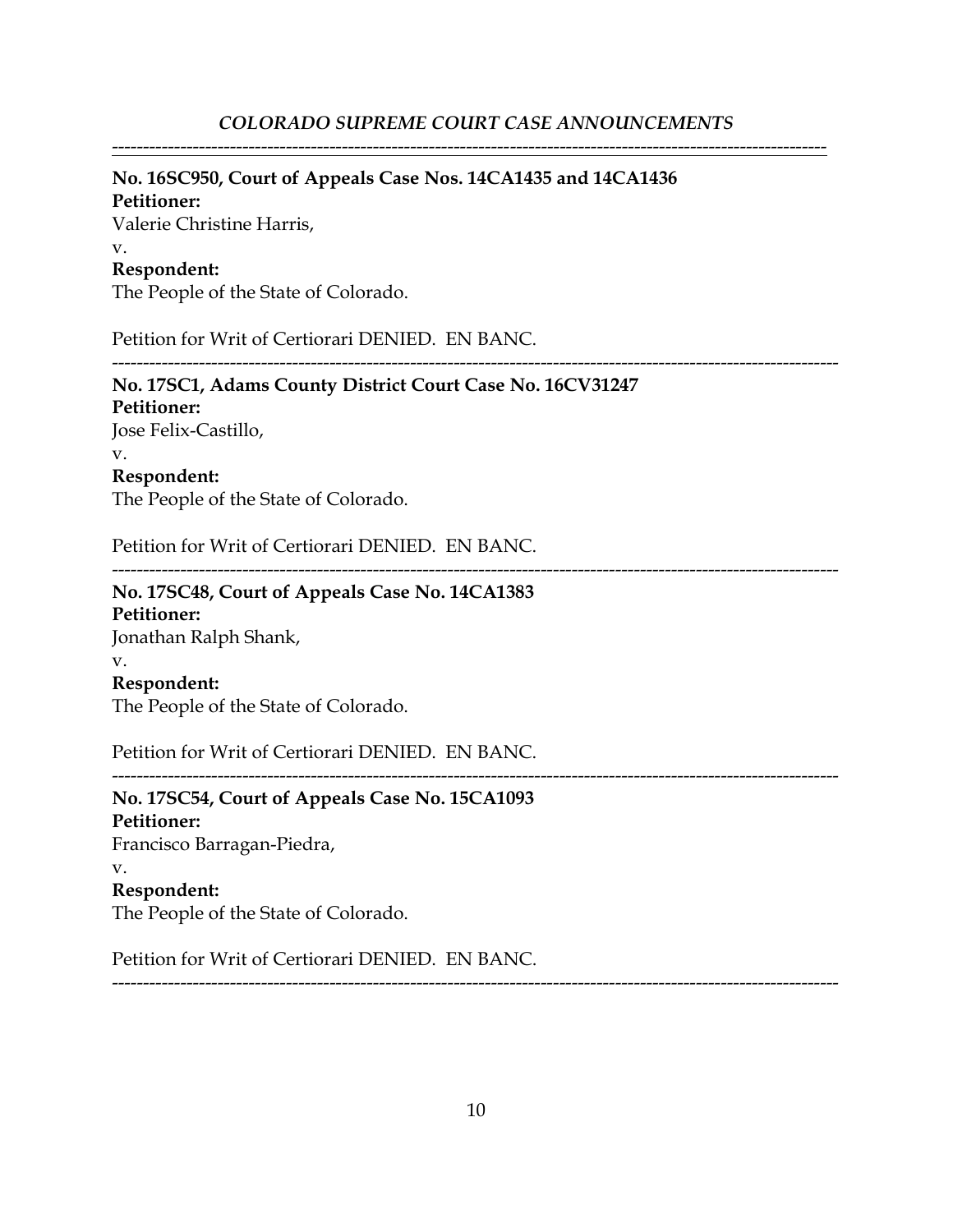**No. 16SC950, Court of Appeals Case Nos. 14CA1435 and 14CA1436**

**Petitioner:**

Valerie Christine Harris,

v.

**Respondent:**

The People of the State of Colorado.

Petition for Writ of Certiorari DENIED. EN BANC.

---

**No. 17SC1, Adams County District Court Case No. 16CV31247**

**Petitioner:**

Jose Felix-Castillo,

v.

**Respondent:**

The People of the State of Colorado.

Petition for Writ of Certiorari DENIED. EN BANC.

---

**No. 17SC48, Court of Appeals Case No. 14CA1383**

**Petitioner:**

Jonathan Ralph Shank,

v.

**Respondent:**

The People of the State of Colorado.

Petition for Writ of Certiorari DENIED. EN BANC.

---

**No. 17SC54, Court of Appeals Case No. 15CA1093**

**Petitioner:**

Francisco Barragan-Piedra,

v.

**Respondent:**

The People of the State of Colorado.

Petition for Writ of Certiorari DENIED. EN BANC.

---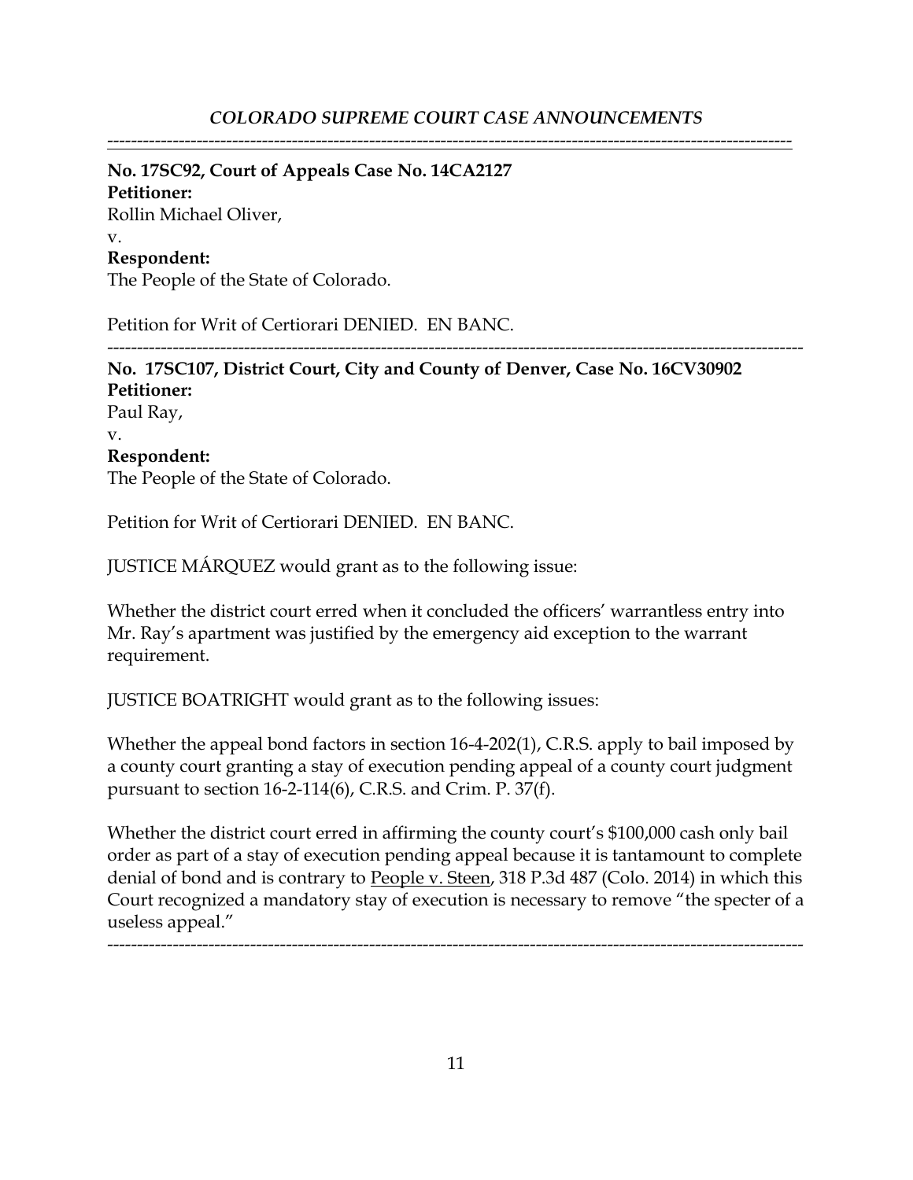*COLORADO SUPREME COURT CASE ANNOUNCEMENTS*

---

**No. 17SC92, Court of Appeals Case No. 14CA2127**
**Petitioner:**
Rollin Michael Oliver,
v.
**Respondent:**
The People of the State of Colorado.

Petition for Writ of Certiorari DENIED. EN BANC.

---

**No. 17SC107, District Court, City and County of Denver, Case No. 16CV30902**
**Petitioner:**
Paul Ray,
v.
**Respondent:**
The People of the State of Colorado.

Petition for Writ of Certiorari DENIED. EN BANC.

JUSTICE MÁRQUEZ would grant as to the following issue:

Whether the district court erred when it concluded the officers' warrantless entry into Mr. Ray's apartment was justified by the emergency aid exception to the warrant requirement.

JUSTICE BOATRIGHT would grant as to the following issues:

Whether the appeal bond factors in section 16-4-202(1), C.R.S. apply to bail imposed by a county court granting a stay of execution pending appeal of a county court judgment pursuant to section 16-2-114(6), C.R.S. and Crim. P. 37(f).

Whether the district court erred in affirming the county court's $100,000 cash only bail order as part of a stay of execution pending appeal because it is tantamount to complete denial of bond and is contrary to People v. Steen, 318 P.3d 487 (Colo. 2014) in which this Court recognized a mandatory stay of execution is necessary to remove "the specter of a useless appeal."

---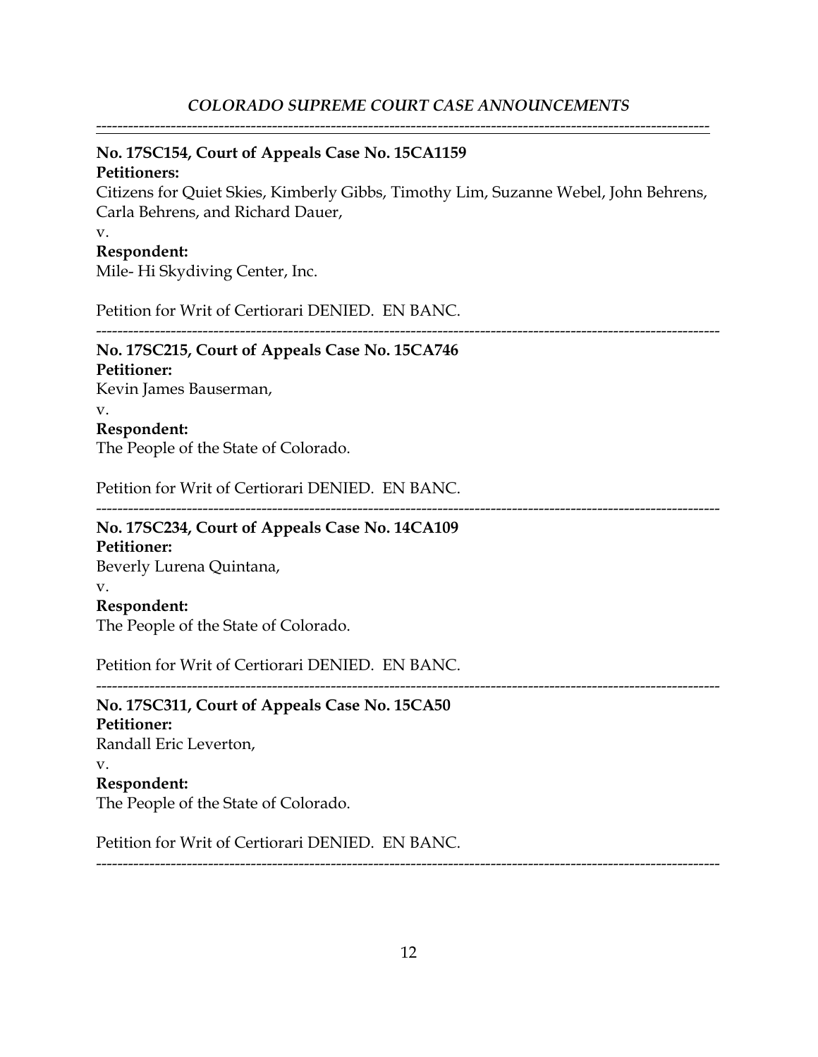---

**No. 17SC154, Court of Appeals Case No. 15CA1159**
**Petitioners:**
Citizens for Quiet Skies, Kimberly Gibbs, Timothy Lim, Suzanne Webel, John Behrens, Carla Behrens, and Richard Dauer,
v.
**Respondent:**
Mile- Hi Skydiving Center, Inc.

Petition for Writ of Certiorari DENIED. EN BANC.

---

**No. 17SC215, Court of Appeals Case No. 15CA746**
**Petitioner:**
Kevin James Bauserman,
v.
**Respondent:**
The People of the State of Colorado.

Petition for Writ of Certiorari DENIED. EN BANC.

---

**No. 17SC234, Court of Appeals Case No. 14CA109**
**Petitioner:**
Beverly Lurena Quintana,
v.
**Respondent:**
The People of the State of Colorado.

Petition for Writ of Certiorari DENIED. EN BANC.

---

**No. 17SC311, Court of Appeals Case No. 15CA50**
**Petitioner:**
Randall Eric Leverton,
v.
**Respondent:**
The People of the State of Colorado.

Petition for Writ of Certiorari DENIED. EN BANC.

---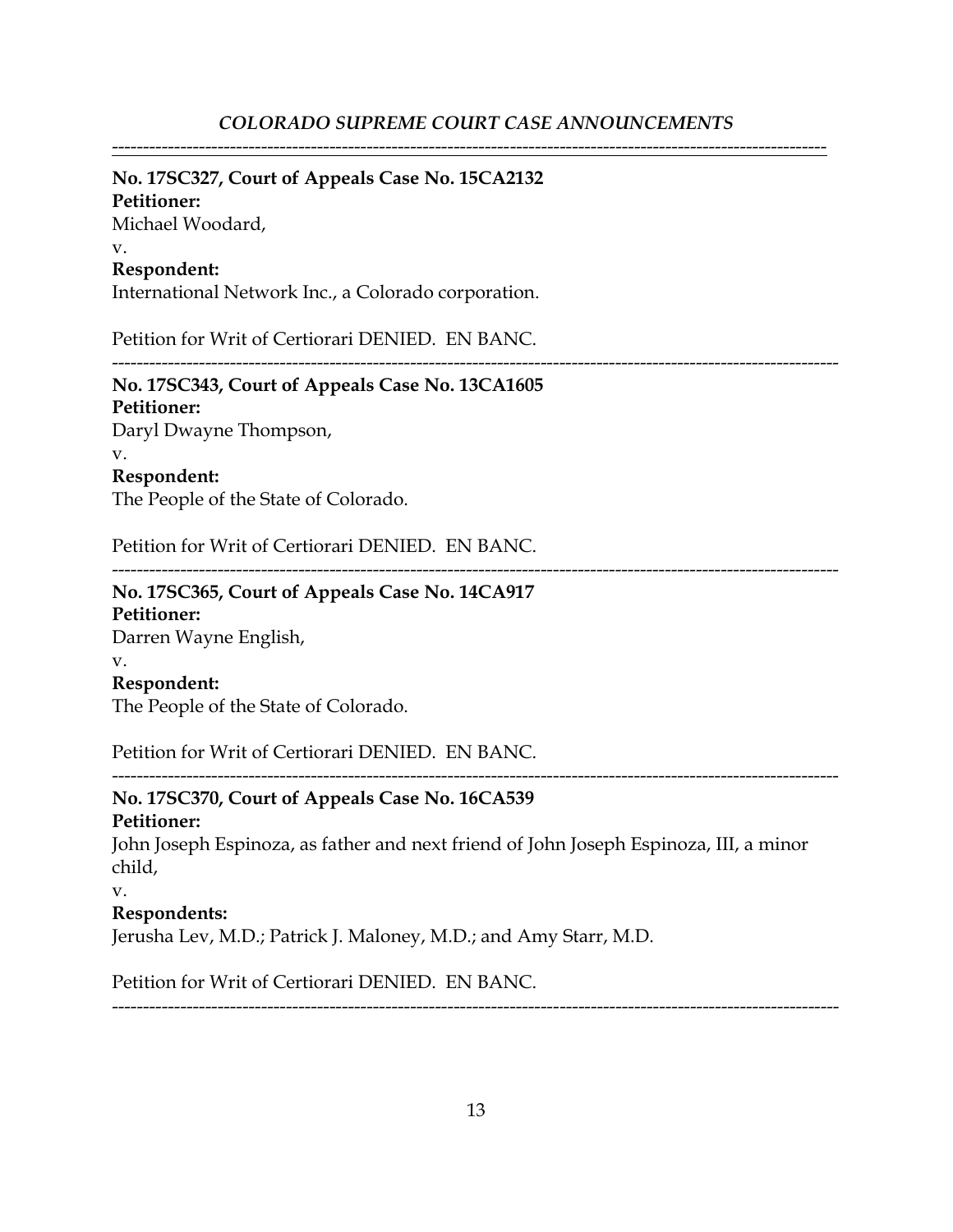**No. 17SC327, Court of Appeals Case No. 15CA2132**
**Petitioner:**
Michael Woodard,
v.
**Respondent:**
International Network Inc., a Colorado corporation.

Petition for Writ of Certiorari DENIED. EN BANC.

---

**No. 17SC343, Court of Appeals Case No. 13CA1605**
**Petitioner:**
Daryl Dwayne Thompson,
v.
**Respondent:**
The People of the State of Colorado.

Petition for Writ of Certiorari DENIED. EN BANC.

---

**No. 17SC365, Court of Appeals Case No. 14CA917**
**Petitioner:**
Darren Wayne English,
v.
**Respondent:**
The People of the State of Colorado.

Petition for Writ of Certiorari DENIED. EN BANC.

---

**No. 17SC370, Court of Appeals Case No. 16CA539**
**Petitioner:**
John Joseph Espinoza, as father and next friend of John Joseph Espinoza, III, a minor child,
v.
**Respondents:**
Jerusha Lev, M.D.; Patrick J. Maloney, M.D.; and Amy Starr, M.D.

Petition for Writ of Certiorari DENIED. EN BANC.

---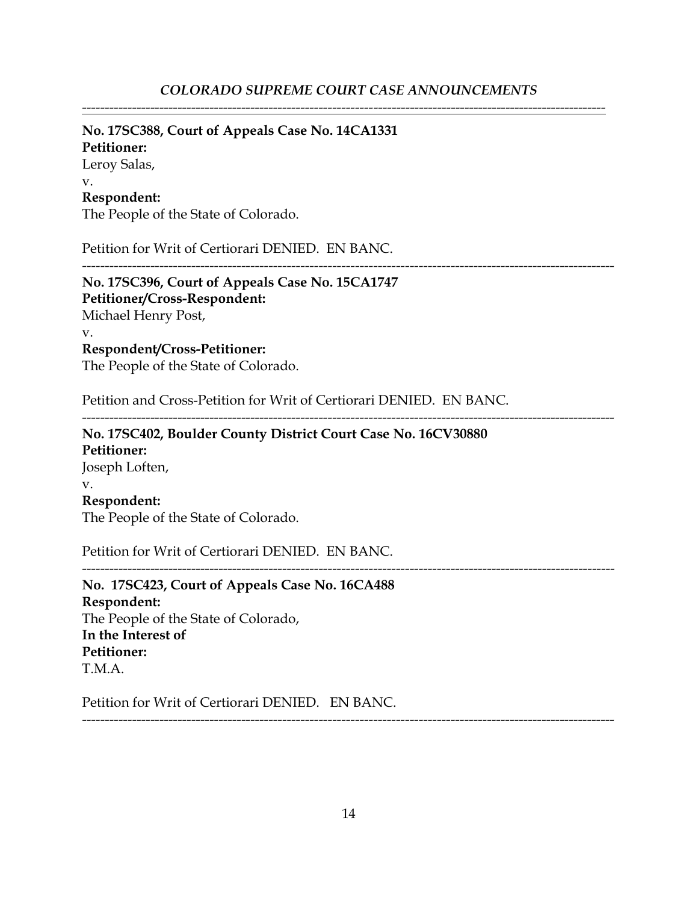**No. 17SC388, Court of Appeals Case No. 14CA1331**
**Petitioner:**
Leroy Salas,
v.
**Respondent:**
The People of the State of Colorado.

Petition for Writ of Certiorari DENIED. EN BANC.

---

**No. 17SC396, Court of Appeals Case No. 15CA1747**
**Petitioner/Cross-Respondent:**
Michael Henry Post,
v.
**Respondent/Cross-Petitioner:**
The People of the State of Colorado.

Petition and Cross-Petition for Writ of Certiorari DENIED. EN BANC.

---

**No. 17SC402, Boulder County District Court Case No. 16CV30880**
**Petitioner:**
Joseph Loften,
v.
**Respondent:**
The People of the State of Colorado.

Petition for Writ of Certiorari DENIED. EN BANC.

---

**No. 17SC423, Court of Appeals Case No. 16CA488**
**Respondent:**
The People of the State of Colorado,
**In the Interest of**
**Petitioner:**
T.M.A.

Petition for Writ of Certiorari DENIED. EN BANC.

---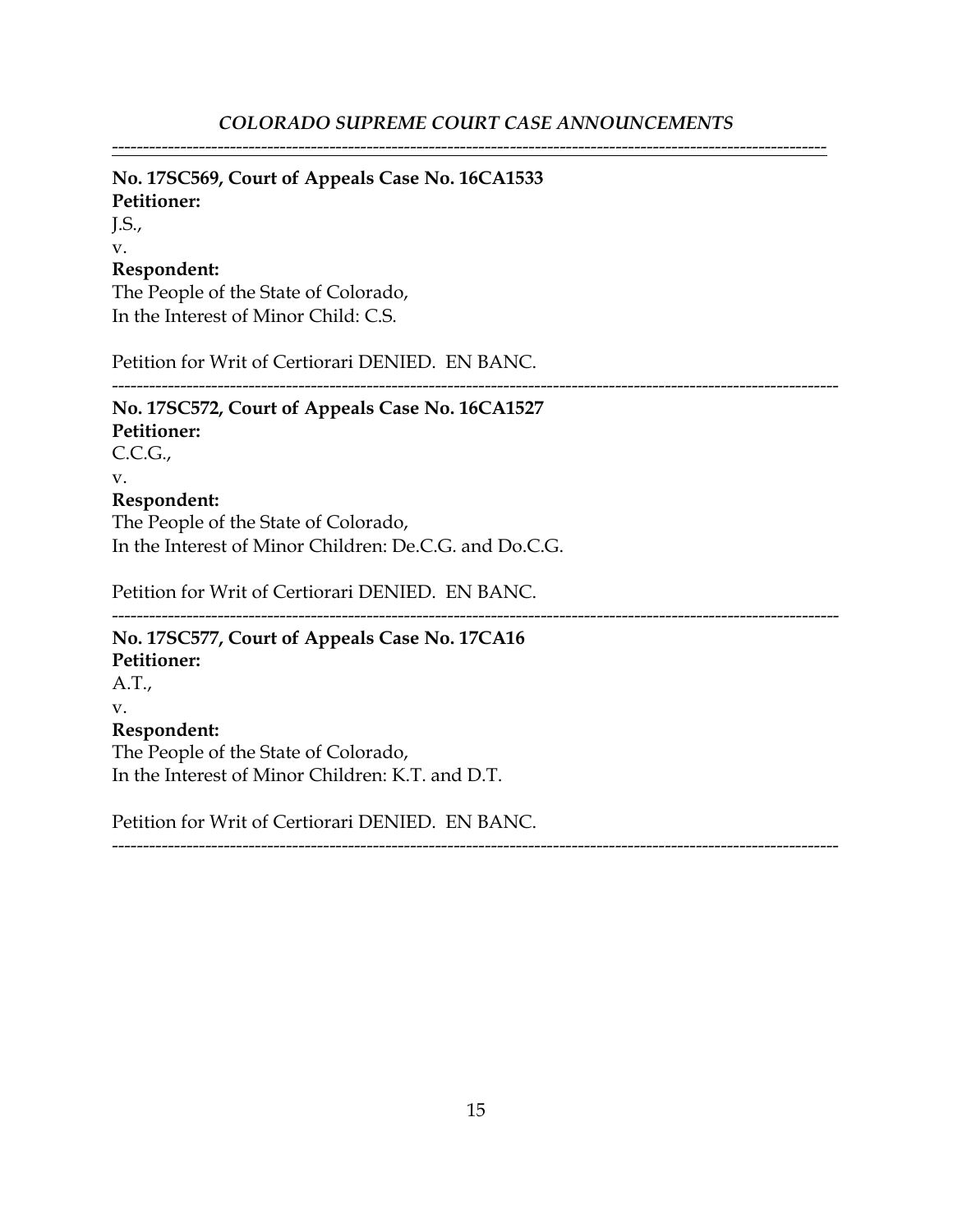**No. 17SC569, Court of Appeals Case No. 16CA1533**
**Petitioner:**
J.S.,
v.
**Respondent:**
The People of the State of Colorado,
In the Interest of Minor Child: C.S.

Petition for Writ of Certiorari DENIED. EN BANC.

---

**No. 17SC572, Court of Appeals Case No. 16CA1527**
**Petitioner:**
C.C.G.,
v.
**Respondent:**
The People of the State of Colorado,
In the Interest of Minor Children: De.C.G. and Do.C.G.

Petition for Writ of Certiorari DENIED. EN BANC.

---

**No. 17SC577, Court of Appeals Case No. 17CA16**
**Petitioner:**
A.T.,
v.
**Respondent:**
The People of the State of Colorado,
In the Interest of Minor Children: K.T. and D.T.

Petition for Writ of Certiorari DENIED. EN BANC.

---